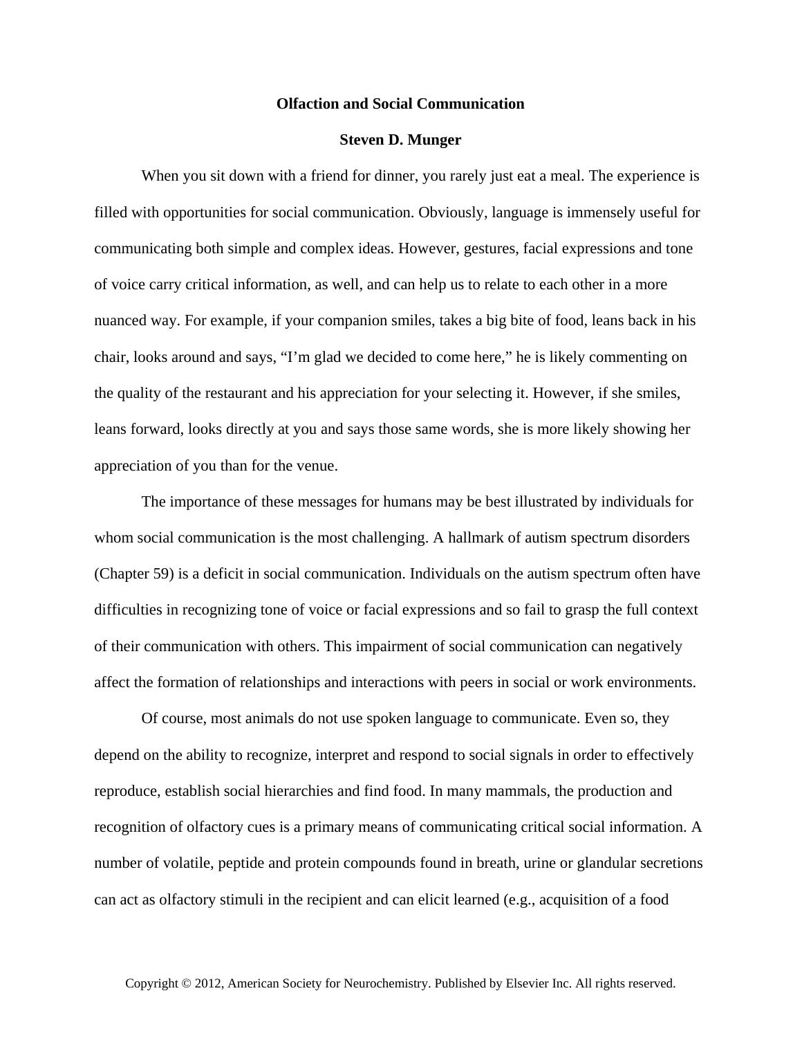# Olfaction and Social Communication

**Steven D. Munger**

When you sit down with a friend for dinner, you rarely just eat a meal. The experience is filled with opportunities for social communication. Obviously, language is immensely useful for communicating both simple and complex ideas. However, gestures, facial expressions and tone of voice carry critical information, as well, and can help us to relate to each other in a more nuanced way. For example, if your companion smiles, takes a big bite of food, leans back in his chair, looks around and says, "I'm glad we decided to come here," he is likely commenting on the quality of the restaurant and his appreciation for your selecting it. However, if she smiles, leans forward, looks directly at you and says those same words, she is more likely showing her appreciation of you than for the venue.

The importance of these messages for humans may be best illustrated by individuals for whom social communication is the most challenging. A hallmark of autism spectrum disorders (Chapter 59) is a deficit in social communication. Individuals on the autism spectrum often have difficulties in recognizing tone of voice or facial expressions and so fail to grasp the full context of their communication with others. This impairment of social communication can negatively affect the formation of relationships and interactions with peers in social or work environments.

Of course, most animals do not use spoken language to communicate. Even so, they depend on the ability to recognize, interpret and respond to social signals in order to effectively reproduce, establish social hierarchies and find food. In many mammals, the production and recognition of olfactory cues is a primary means of communicating critical social information. A number of volatile, peptide and protein compounds found in breath, urine or glandular secretions can act as olfactory stimuli in the recipient and can elicit learned (e.g., acquisition of a food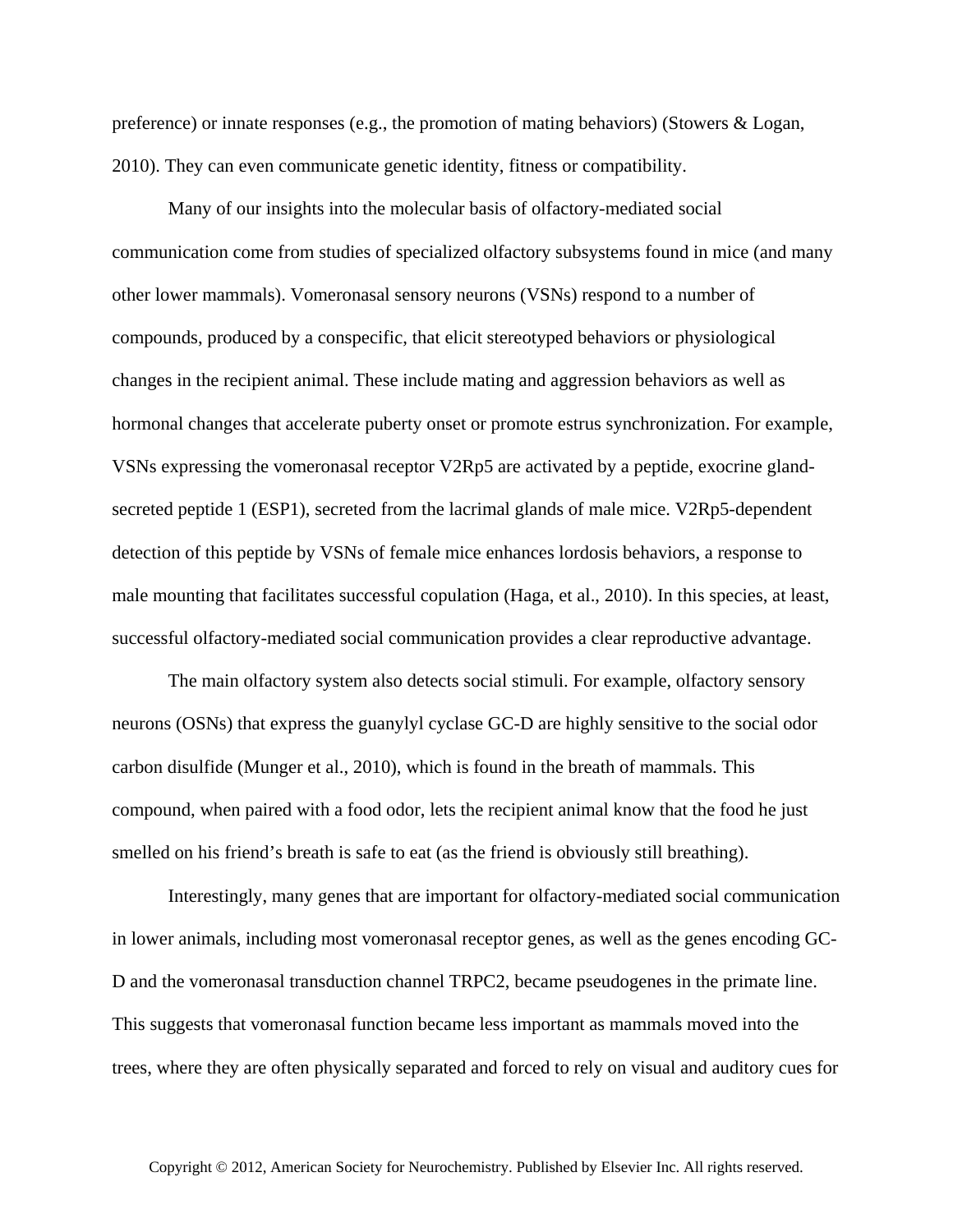preference) or innate responses (e.g., the promotion of mating behaviors) (Stowers & Logan, 2010). They can even communicate genetic identity, fitness or compatibility.

Many of our insights into the molecular basis of olfactory-mediated social communication come from studies of specialized olfactory subsystems found in mice (and many other lower mammals). Vomeronasal sensory neurons (VSNs) respond to a number of compounds, produced by a conspecific, that elicit stereotyped behaviors or physiological changes in the recipient animal. These include mating and aggression behaviors as well as hormonal changes that accelerate puberty onset or promote estrus synchronization. For example, VSNs expressing the vomeronasal receptor V2Rp5 are activated by a peptide, exocrine gland-secreted peptide 1 (ESP1), secreted from the lacrimal glands of male mice. V2Rp5-dependent detection of this peptide by VSNs of female mice enhances lordosis behaviors, a response to male mounting that facilitates successful copulation (Haga, et al., 2010). In this species, at least, successful olfactory-mediated social communication provides a clear reproductive advantage.

The main olfactory system also detects social stimuli. For example, olfactory sensory neurons (OSNs) that express the guanylyl cyclase GC-D are highly sensitive to the social odor carbon disulfide (Munger et al., 2010), which is found in the breath of mammals. This compound, when paired with a food odor, lets the recipient animal know that the food he just smelled on his friend's breath is safe to eat (as the friend is obviously still breathing).

Interestingly, many genes that are important for olfactory-mediated social communication in lower animals, including most vomeronasal receptor genes, as well as the genes encoding GC-D and the vomeronasal transduction channel TRPC2, became pseudogenes in the primate line. This suggests that vomeronasal function became less important as mammals moved into the trees, where they are often physically separated and forced to rely on visual and auditory cues for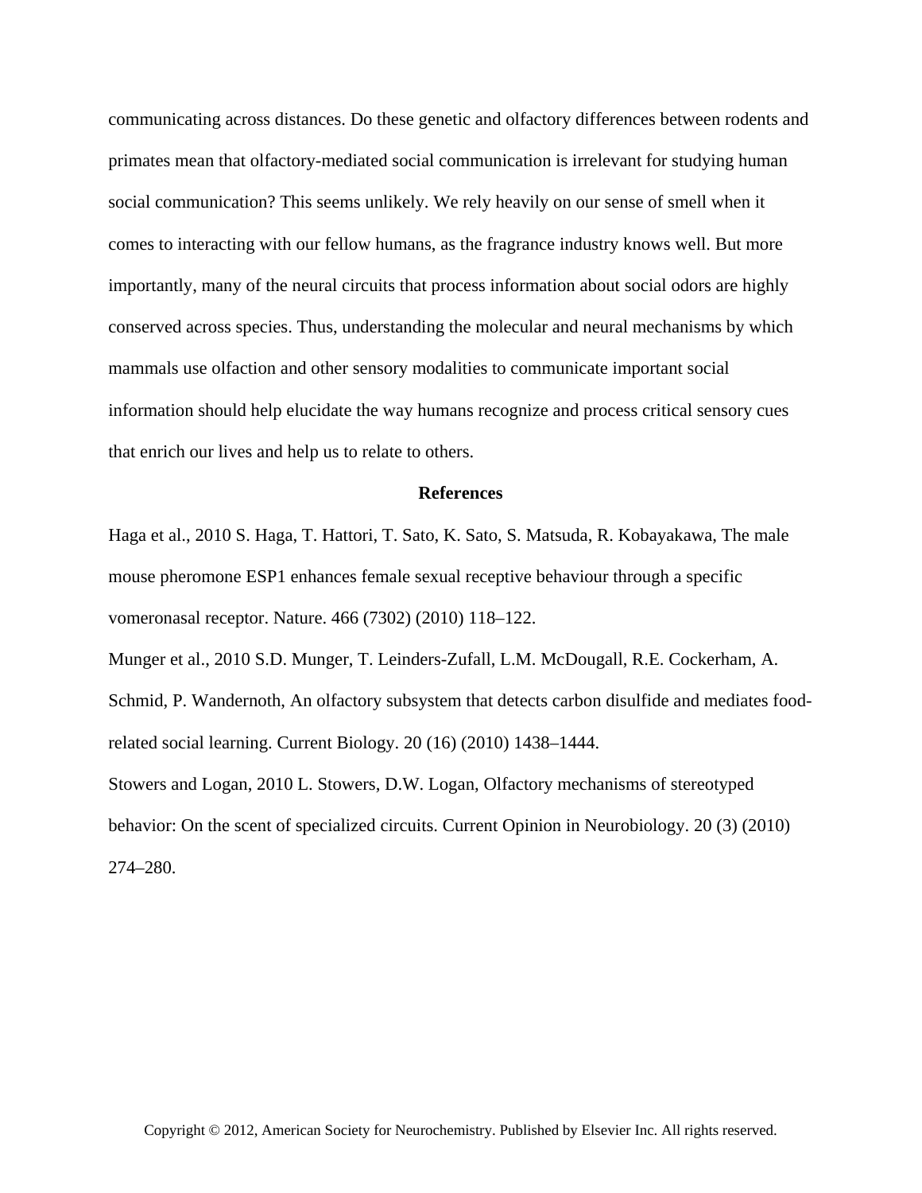communicating across distances. Do these genetic and olfactory differences between rodents and primates mean that olfactory-mediated social communication is irrelevant for studying human social communication? This seems unlikely. We rely heavily on our sense of smell when it comes to interacting with our fellow humans, as the fragrance industry knows well. But more importantly, many of the neural circuits that process information about social odors are highly conserved across species. Thus, understanding the molecular and neural mechanisms by which mammals use olfaction and other sensory modalities to communicate important social information should help elucidate the way humans recognize and process critical sensory cues that enrich our lives and help us to relate to others.

## References

Haga et al., 2010 S. Haga, T. Hattori, T. Sato, K. Sato, S. Matsuda, R. Kobayakawa, The male mouse pheromone ESP1 enhances female sexual receptive behaviour through a specific vomeronasal receptor. Nature. 466 (7302) (2010) 118–122.

Munger et al., 2010 S.D. Munger, T. Leinders-Zufall, L.M. McDougall, R.E. Cockerham, A. Schmid, P. Wandernoth, An olfactory subsystem that detects carbon disulfide and mediates food-related social learning. Current Biology. 20 (16) (2010) 1438–1444.

Stowers and Logan, 2010 L. Stowers, D.W. Logan, Olfactory mechanisms of stereotyped behavior: On the scent of specialized circuits. Current Opinion in Neurobiology. 20 (3) (2010) 274–280.

Copyright © 2012, American Society for Neurochemistry. Published by Elsevier Inc. All rights reserved.